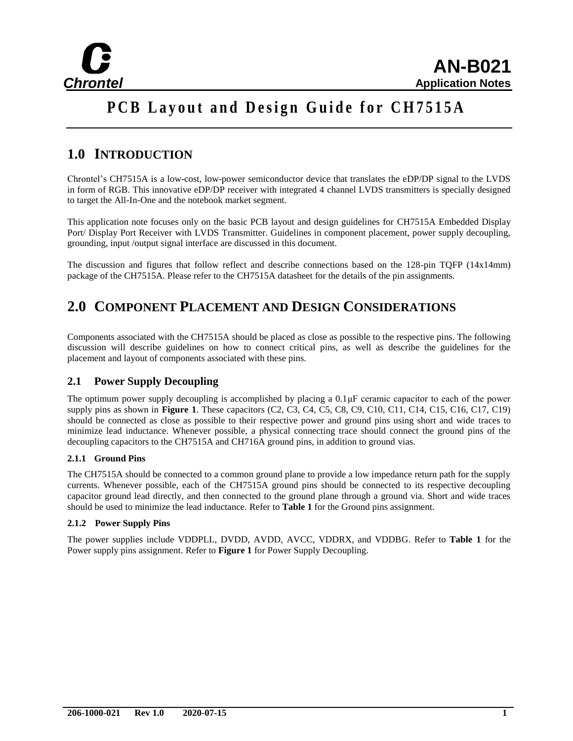# PCB Layout and Design Guide for CH7515A

## 1.0 INTRODUCTION

Chrontel's CH7515A is a low-cost, low-power semiconductor device that translates the eDP/DP signal to the LVDS in form of RGB. This innovative eDP/DP receiver with integrated 4 channel LVDS transmitters is specially designed to target the All-In-One and the notebook market segment.

This application note focuses only on the basic PCB layout and design guidelines for CH7515A Embedded Display Port/ Display Port Receiver with LVDS Transmitter. Guidelines in component placement, power supply decoupling, grounding, input /output signal interface are discussed in this document.

The discussion and figures that follow reflect and describe connections based on the 128-pin TQFP (14x14mm) package of the CH7515A. Please refer to the CH7515A datasheet for the details of the pin assignments.

## 2.0 COMPONENT PLACEMENT AND DESIGN CONSIDERATIONS

Components associated with the CH7515A should be placed as close as possible to the respective pins. The following discussion will describe guidelines on how to connect critical pins, as well as describe the guidelines for the placement and layout of components associated with these pins.

### 2.1 Power Supply Decoupling

The optimum power supply decoupling is accomplished by placing a 0.1µF ceramic capacitor to each of the power supply pins as shown in **Figure 1**. These capacitors (C2, C3, C4, C5, C8, C9, C10, C11, C14, C15, C16, C17, C19) should be connected as close as possible to their respective power and ground pins using short and wide traces to minimize lead inductance. Whenever possible, a physical connecting trace should connect the ground pins of the decoupling capacitors to the CH7515A and CH716A ground pins, in addition to ground vias.

#### 2.1.1 Ground Pins

The CH7515A should be connected to a common ground plane to provide a low impedance return path for the supply currents. Whenever possible, each of the CH7515A ground pins should be connected to its respective decoupling capacitor ground lead directly, and then connected to the ground plane through a ground via. Short and wide traces should be used to minimize the lead inductance. Refer to **Table 1** for the Ground pins assignment.

#### 2.1.2 Power Supply Pins

The power supplies include VDDPLL, DVDD, AVDD, AVCC, VDDRX, and VDDBG. Refer to **Table 1** for the Power supply pins assignment. Refer to **Figure 1** for Power Supply Decoupling.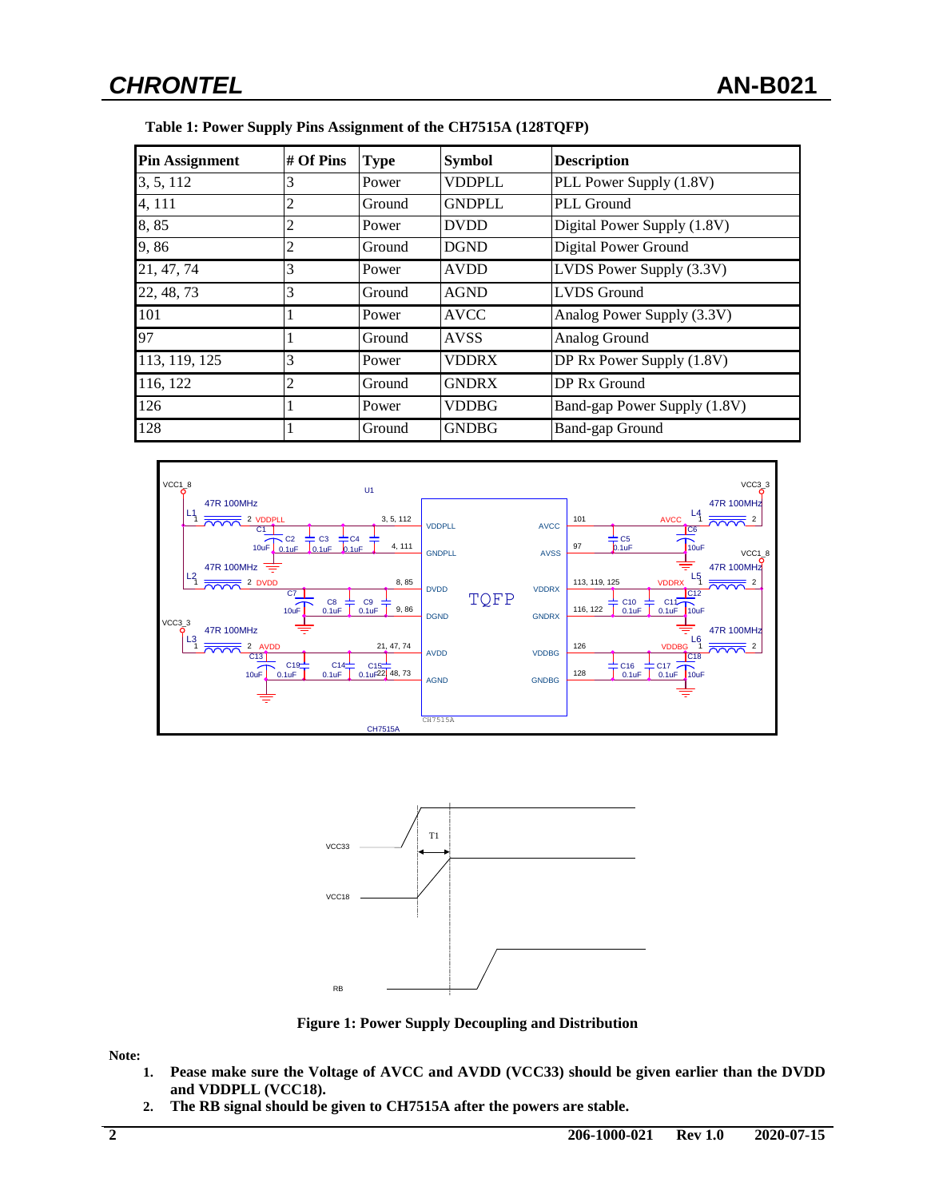**Table 1: Power Supply Pins Assignment of the CH7515A (128TQFP)**

| Pin Assignment | # Of Pins | Type | Symbol | Description |
|---|---|---|---|---|
| 3, 5, 112 | 3 | Power | VDDPLL | PLL Power Supply (1.8V) |
| 4, 111 | 2 | Ground | GNDPLL | PLL Ground |
| 8, 85 | 2 | Power | DVDD | Digital Power Supply (1.8V) |
| 9, 86 | 2 | Ground | DGND | Digital Power Ground |
| 21, 47, 74 | 3 | Power | AVDD | LVDS Power Supply (3.3V) |
| 22, 48, 73 | 3 | Ground | AGND | LVDS Ground |
| 101 | 1 | Power | AVCC | Analog Power Supply (3.3V) |
| 97 | 1 | Ground | AVSS | Analog Ground |
| 113, 119, 125 | 3 | Power | VDDRX | DP Rx Power Supply (1.8V) |
| 116, 122 | 2 | Ground | GNDRX | DP Rx Ground |
| 126 | 1 | Power | VDDBG | Band-gap Power Supply (1.8V) |
| 128 | 1 | Ground | GNDBG | Band-gap Ground |

**Figure 1: Power Supply Decoupling and Distribution**

**Note:**

1. **Pease make sure the Voltage of AVCC and AVDD (VCC33) should be given earlier than the DVDD and VDDPLL (VCC18).**
2. **The RB signal should be given to CH7515A after the powers are stable.**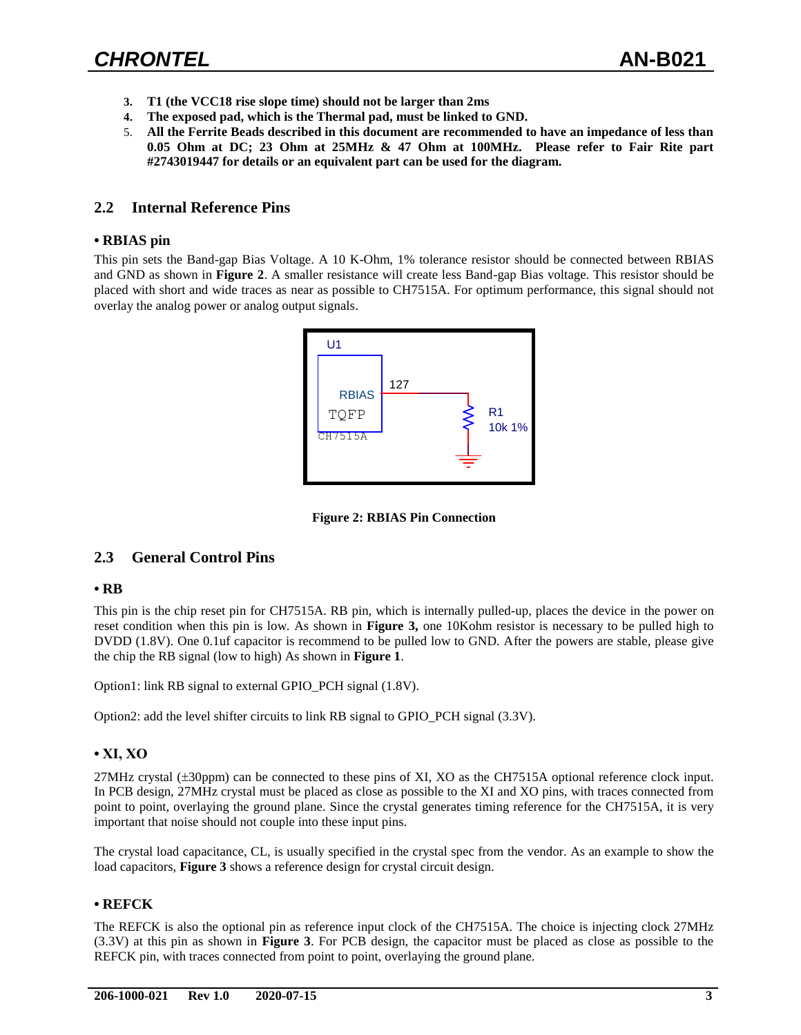3. **T1 (the VCC18 rise slope time) should not be larger than 2ms**
4. **The exposed pad, which is the Thermal pad, must be linked to GND.**
5. **All the Ferrite Beads described in this document are recommended to have an impedance of less than 0.05 Ohm at DC; 23 Ohm at 25MHz & 47 Ohm at 100MHz. Please refer to Fair Rite part #2743019447 for details or an equivalent part can be used for the diagram.**

## 2.2 Internal Reference Pins

### • RBIAS pin

This pin sets the Band-gap Bias Voltage. A 10 K-Ohm, 1% tolerance resistor should be connected between RBIAS and GND as shown in **Figure 2**. A smaller resistance will create less Band-gap Bias voltage. This resistor should be placed with short and wide traces as near as possible to CH7515A. For optimum performance, this signal should not overlay the analog power or analog output signals.

**Figure 2: RBIAS Pin Connection**

## 2.3 General Control Pins

### • RB

This pin is the chip reset pin for CH7515A. RB pin, which is internally pulled-up, places the device in the power on reset condition when this pin is low. As shown in **Figure 3,** one 10Kohm resistor is necessary to be pulled high to DVDD (1.8V). One 0.1uf capacitor is recommend to be pulled low to GND. After the powers are stable, please give the chip the RB signal (low to high) As shown in **Figure 1**.

Option1: link RB signal to external GPIO_PCH signal (1.8V).

Option2: add the level shifter circuits to link RB signal to GPIO_PCH signal (3.3V).

### • XI, XO

27MHz crystal (±30ppm) can be connected to these pins of XI, XO as the CH7515A optional reference clock input. In PCB design, 27MHz crystal must be placed as close as possible to the XI and XO pins, with traces connected from point to point, overlaying the ground plane. Since the crystal generates timing reference for the CH7515A, it is very important that noise should not couple into these input pins.

The crystal load capacitance, CL, is usually specified in the crystal spec from the vendor. As an example to show the load capacitors, **Figure 3** shows a reference design for crystal circuit design.

### • REFCK

The REFCK is also the optional pin as reference input clock of the CH7515A. The choice is injecting clock 27MHz (3.3V) at this pin as shown in **Figure 3**. For PCB design, the capacitor must be placed as close as possible to the REFCK pin, with traces connected from point to point, overlaying the ground plane.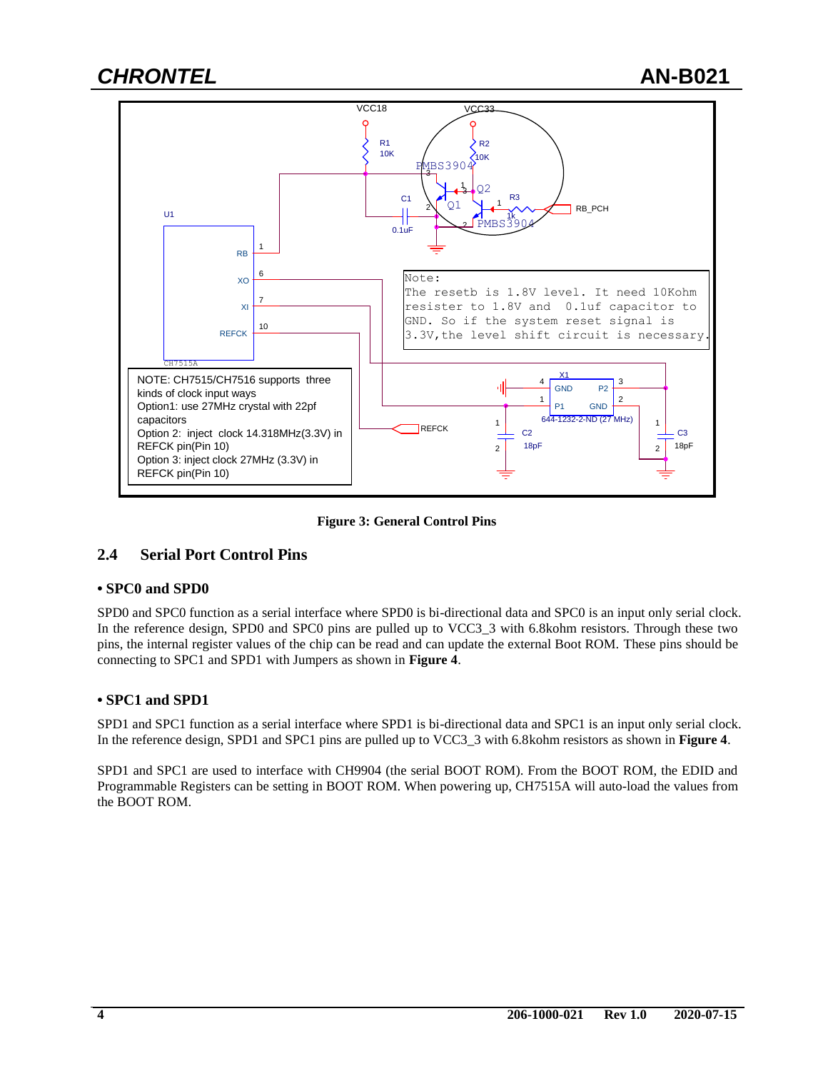Figure 3: General Control Pins

## 2.4 Serial Port Control Pins

### • SPC0 and SPD0

SPD0 and SPC0 function as a serial interface where SPD0 is bi-directional data and SPC0 is an input only serial clock. In the reference design, SPD0 and SPC0 pins are pulled up to VCC3_3 with 6.8kohm resistors. Through these two pins, the internal register values of the chip can be read and can update the external Boot ROM. These pins should be connecting to SPC1 and SPD1 with Jumpers as shown in **Figure 4**.

### • SPC1 and SPD1

SPD1 and SPC1 function as a serial interface where SPD1 is bi-directional data and SPC1 is an input only serial clock. In the reference design, SPD1 and SPC1 pins are pulled up to VCC3_3 with 6.8kohm resistors as shown in **Figure 4**.

SPD1 and SPC1 are used to interface with CH9904 (the serial BOOT ROM). From the BOOT ROM, the EDID and Programmable Registers can be setting in BOOT ROM. When powering up, CH7515A will auto-load the values from the BOOT ROM.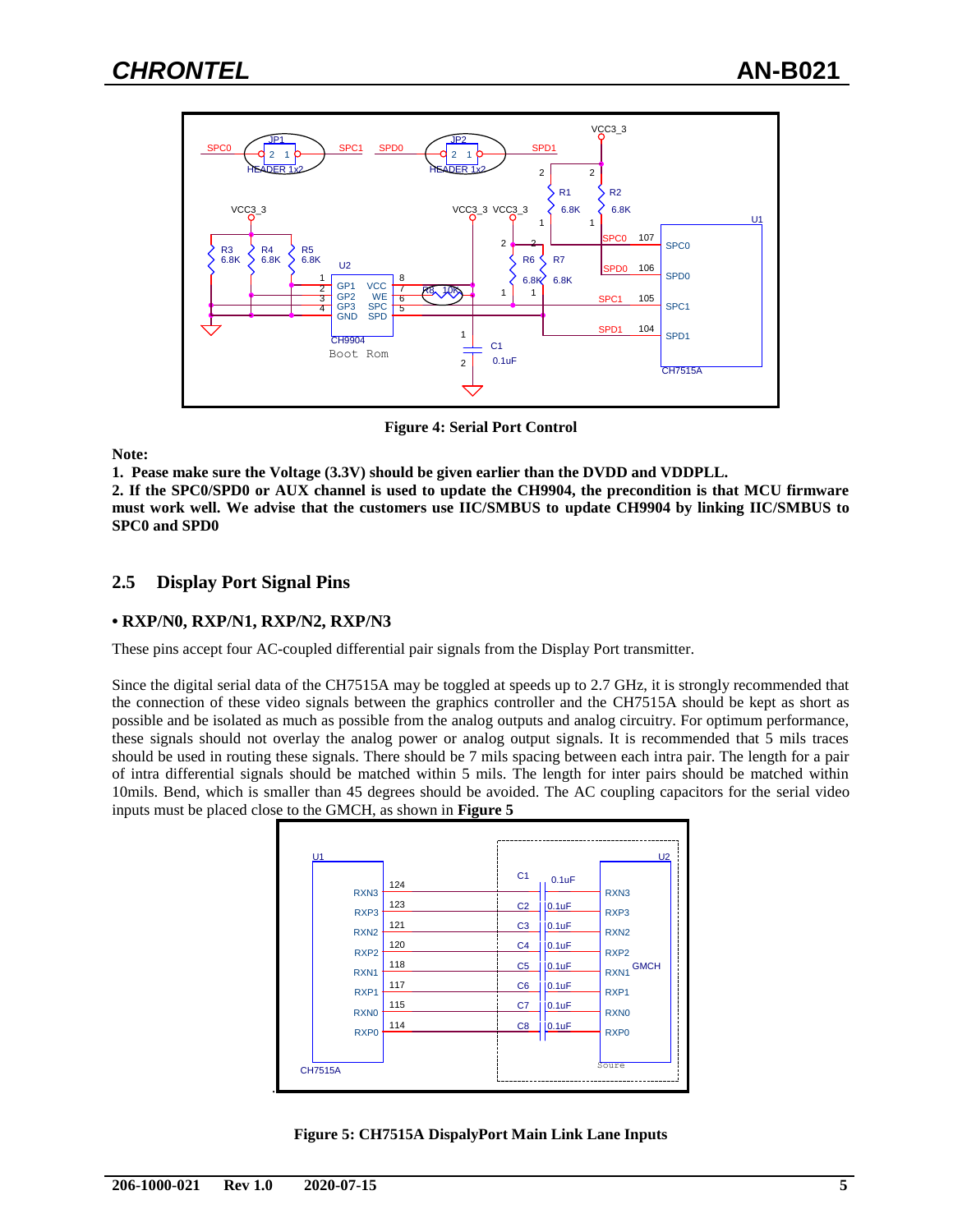**Figure 4: Serial Port Control**

**Note:**

**1. Pease make sure the Voltage (3.3V) should be given earlier than the DVDD and VDDPLL.**

**2. If the SPC0/SPD0 or AUX channel is used to update the CH9904, the precondition is that MCU firmware must work well. We advise that the customers use IIC/SMBUS to update CH9904 by linking IIC/SMBUS to SPC0 and SPD0**

## 2.5 Display Port Signal Pins

### • RXP/N0, RXP/N1, RXP/N2, RXP/N3

These pins accept four AC-coupled differential pair signals from the Display Port transmitter.

Since the digital serial data of the CH7515A may be toggled at speeds up to 2.7 GHz, it is strongly recommended that the connection of these video signals between the graphics controller and the CH7515A should be kept as short as possible and be isolated as much as possible from the analog outputs and analog circuitry. For optimum performance, these signals should not overlay the analog power or analog output signals. It is recommended that 5 mils traces should be used in routing these signals. There should be 7 mils spacing between each intra pair. The length for a pair of intra differential signals should be matched within 5 mils. The length for inter pairs should be matched within 10mils. Bend, which is smaller than 45 degrees should be avoided. The AC coupling capacitors for the serial video inputs must be placed close to the GMCH, as shown in **Figure 5**

**Figure 5: CH7515A DispalyPort Main Link Lane Inputs**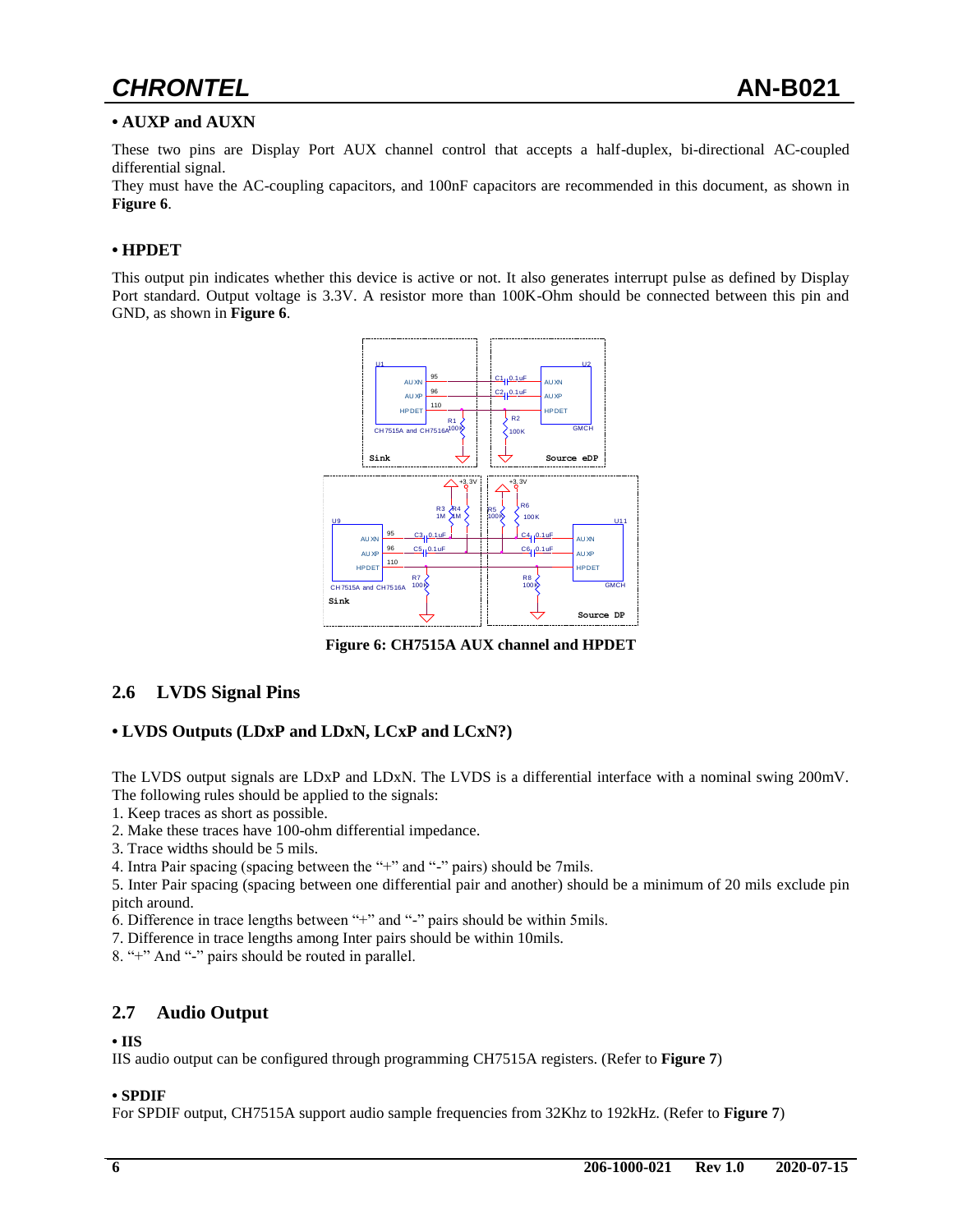**• AUXP and AUXN**

These two pins are Display Port AUX channel control that accepts a half-duplex, bi-directional AC-coupled differential signal.
They must have the AC-coupling capacitors, and 100nF capacitors are recommended in this document, as shown in **Figure 6**.

**• HPDET**

This output pin indicates whether this device is active or not. It also generates interrupt pulse as defined by Display Port standard. Output voltage is 3.3V. A resistor more than 100K-Ohm should be connected between this pin and GND, as shown in **Figure 6**.

**Figure 6: CH7515A AUX channel and HPDET**

## 2.6 LVDS Signal Pins

**• LVDS Outputs (LDxP and LDxN, LCxP and LCxN?)**

The LVDS output signals are LDxP and LDxN. The LVDS is a differential interface with a nominal swing 200mV. The following rules should be applied to the signals:

1. Keep traces as short as possible.
2. Make these traces have 100-ohm differential impedance.
3. Trace widths should be 5 mils.
4. Intra Pair spacing (spacing between the "+" and "-" pairs) should be 7mils.
5. Inter Pair spacing (spacing between one differential pair and another) should be a minimum of 20 mils exclude pin pitch around.
6. Difference in trace lengths between "+" and "-" pairs should be within 5mils.
7. Difference in trace lengths among Inter pairs should be within 10mils.
8. "+" And "-" pairs should be routed in parallel.

## 2.7 Audio Output

**• IIS**

IIS audio output can be configured through programming CH7515A registers. (Refer to **Figure 7**)

**• SPDIF**

For SPDIF output, CH7515A support audio sample frequencies from 32Khz to 192kHz. (Refer to **Figure 7**)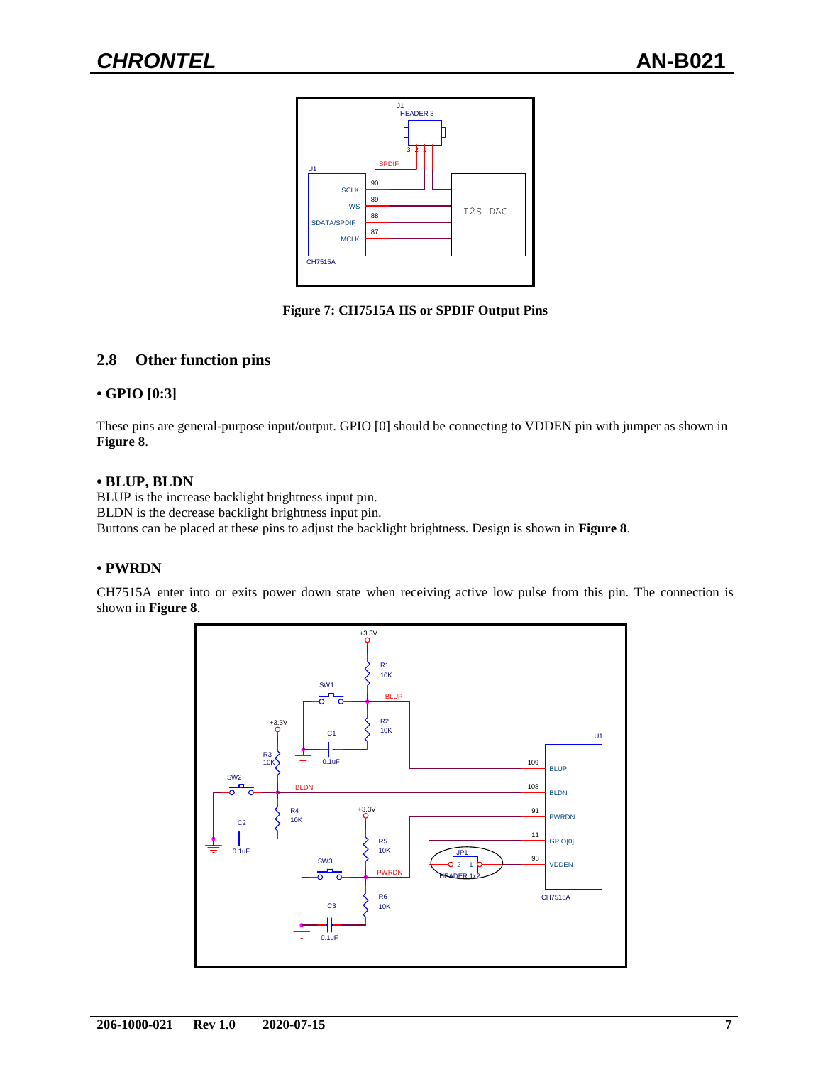**Figure 7: CH7515A IIS or SPDIF Output Pins**

## 2.8 Other function pins

### • GPIO [0:3]

These pins are general-purpose input/output. GPIO [0] should be connecting to VDDEN pin with jumper as shown in **Figure 8**.

### • BLUP, BLDN

BLUP is the increase backlight brightness input pin.
BLDN is the decrease backlight brightness input pin.
Buttons can be placed at these pins to adjust the backlight brightness. Design is shown in **Figure 8**.

### • PWRDN

CH7515A enter into or exits power down state when receiving active low pulse from this pin. The connection is shown in **Figure 8**.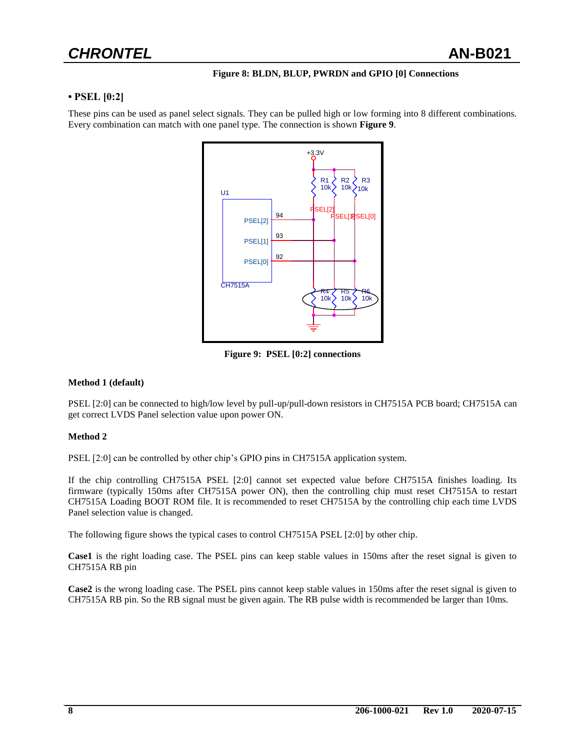**Figure 8: BLDN, BLUP, PWRDN and GPIO [0] Connections**

## • PSEL [0:2]

These pins can be used as panel select signals. They can be pulled high or low forming into 8 different combinations. Every combination can match with one panel type. The connection is shown **Figure 9**.

**Figure 9: PSEL [0:2] connections**

### Method 1 (default)

PSEL [2:0] can be connected to high/low level by pull-up/pull-down resistors in CH7515A PCB board; CH7515A can get correct LVDS Panel selection value upon power ON.

### Method 2

PSEL [2:0] can be controlled by other chip's GPIO pins in CH7515A application system.

If the chip controlling CH7515A PSEL [2:0] cannot set expected value before CH7515A finishes loading. Its firmware (typically 150ms after CH7515A power ON), then the controlling chip must reset CH7515A to restart CH7515A Loading BOOT ROM file. It is recommended to reset CH7515A by the controlling chip each time LVDS Panel selection value is changed.

The following figure shows the typical cases to control CH7515A PSEL [2:0] by other chip.

**Case1** is the right loading case. The PSEL pins can keep stable values in 150ms after the reset signal is given to CH7515A RB pin

**Case2** is the wrong loading case. The PSEL pins cannot keep stable values in 150ms after the reset signal is given to CH7515A RB pin. So the RB signal must be given again. The RB pulse width is recommended be larger than 10ms.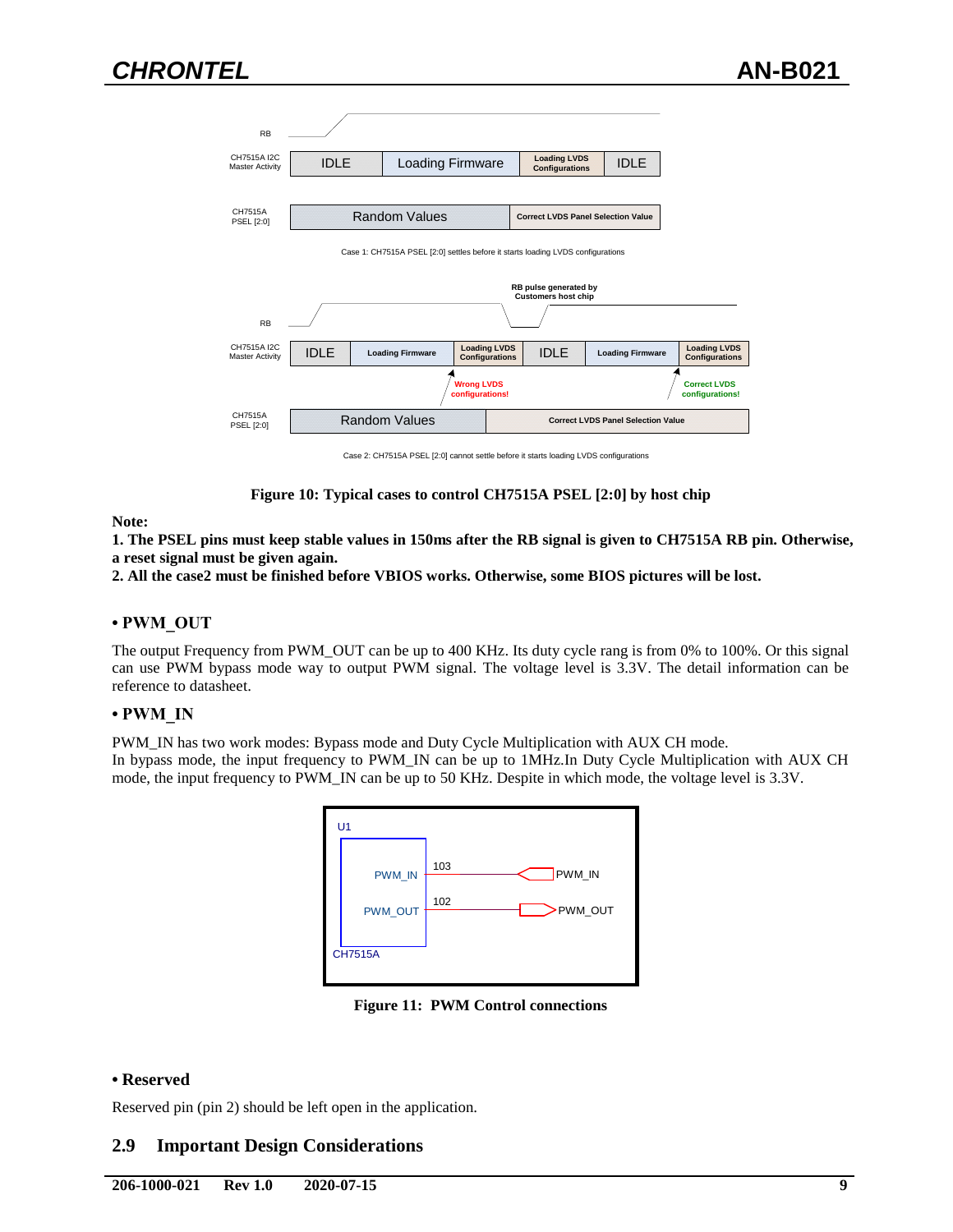Figure 10: Typical cases to control CH7515A PSEL [2:0] by host chip

**Note:**

**1. The PSEL pins must keep stable values in 150ms after the RB signal is given to CH7515A RB pin. Otherwise, a reset signal must be given again.**

**2. All the case2 must be finished before VBIOS works. Otherwise, some BIOS pictures will be lost.**

### • PWM_OUT

The output Frequency from PWM_OUT can be up to 400 KHz. Its duty cycle rang is from 0% to 100%. Or this signal can use PWM bypass mode way to output PWM signal. The voltage level is 3.3V. The detail information can be reference to datasheet.

### • PWM_IN

PWM_IN has two work modes: Bypass mode and Duty Cycle Multiplication with AUX CH mode.
In bypass mode, the input frequency to PWM_IN can be up to 1MHz.In Duty Cycle Multiplication with AUX CH mode, the input frequency to PWM_IN can be up to 50 KHz. Despite in which mode, the voltage level is 3.3V.

Figure 11: PWM Control connections

### • Reserved

Reserved pin (pin 2) should be left open in the application.

## 2.9 Important Design Considerations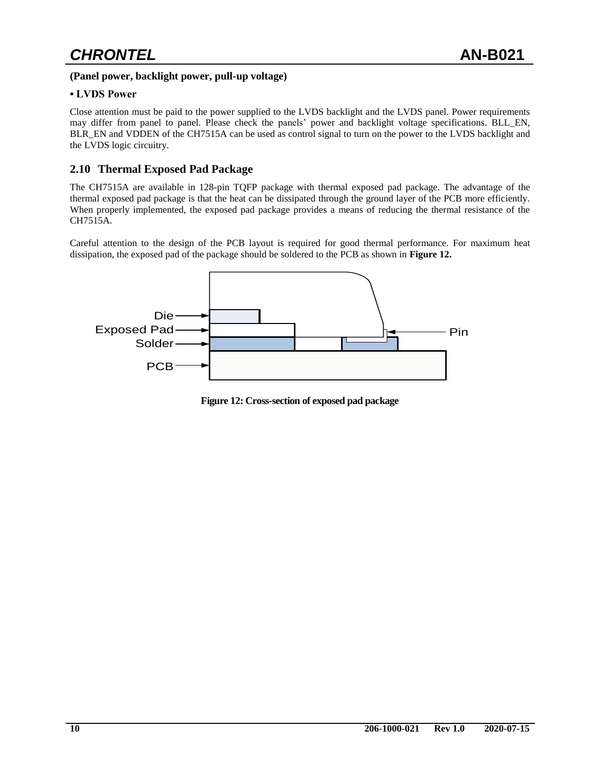**(Panel power, backlight power, pull-up voltage)**

**• LVDS Power**

Close attention must be paid to the power supplied to the LVDS backlight and the LVDS panel. Power requirements may differ from panel to panel. Please check the panels' power and backlight voltage specifications. BLL_EN, BLR_EN and VDDEN of the CH7515A can be used as control signal to turn on the power to the LVDS backlight and the LVDS logic circuitry.

## 2.10 Thermal Exposed Pad Package

The CH7515A are available in 128-pin TQFP package with thermal exposed pad package. The advantage of the thermal exposed pad package is that the heat can be dissipated through the ground layer of the PCB more efficiently. When properly implemented, the exposed pad package provides a means of reducing the thermal resistance of the CH7515A.

Careful attention to the design of the PCB layout is required for good thermal performance. For maximum heat dissipation, the exposed pad of the package should be soldered to the PCB as shown in **Figure 12.**

Die
Exposed Pad
Solder
PCB
Pin

**Figure 12: Cross-section of exposed pad package**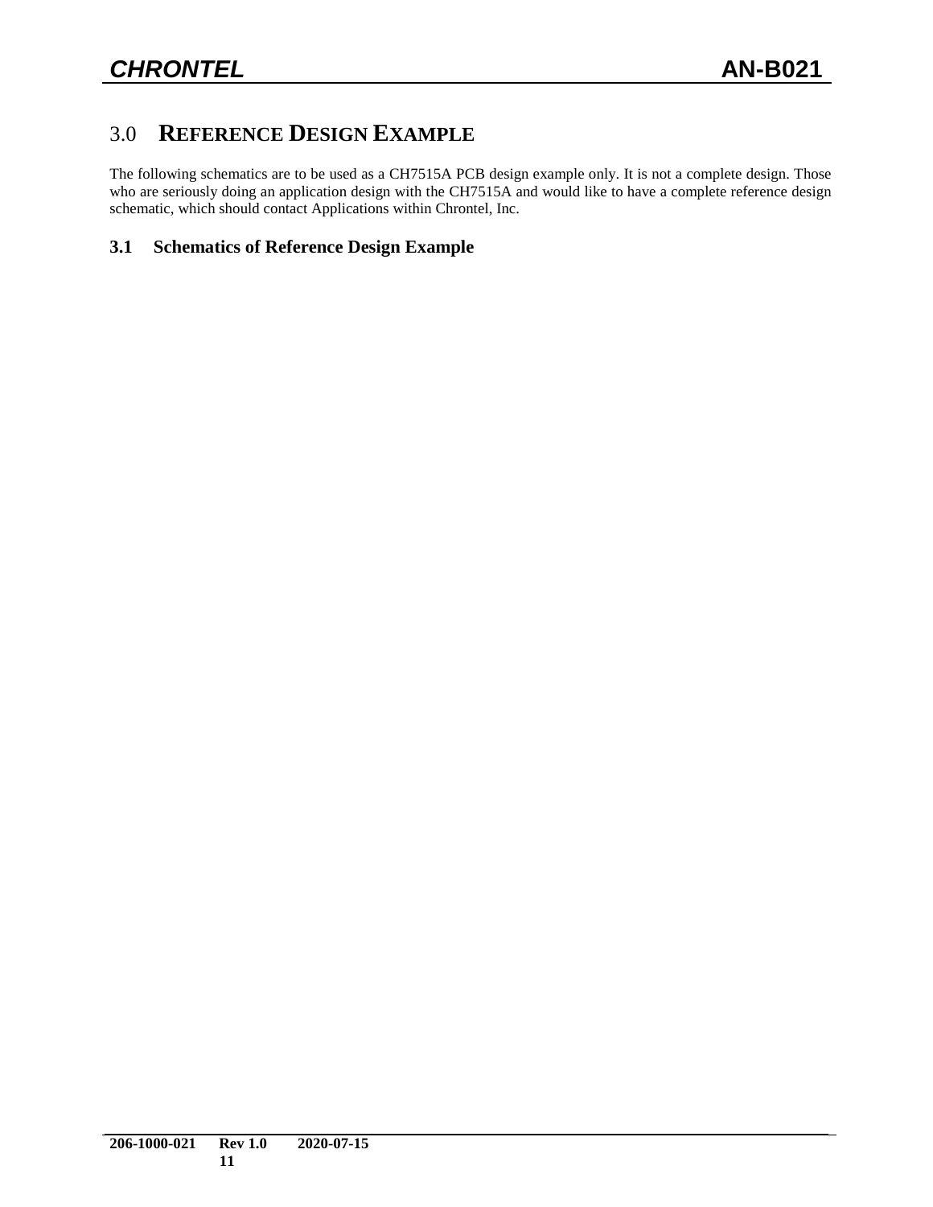# 3.0 REFERENCE DESIGN EXAMPLE

The following schematics are to be used as a CH7515A PCB design example only. It is not a complete design. Those who are seriously doing an application design with the CH7515A and would like to have a complete reference design schematic, which should contact Applications within Chrontel, Inc.

## 3.1 Schematics of Reference Design Example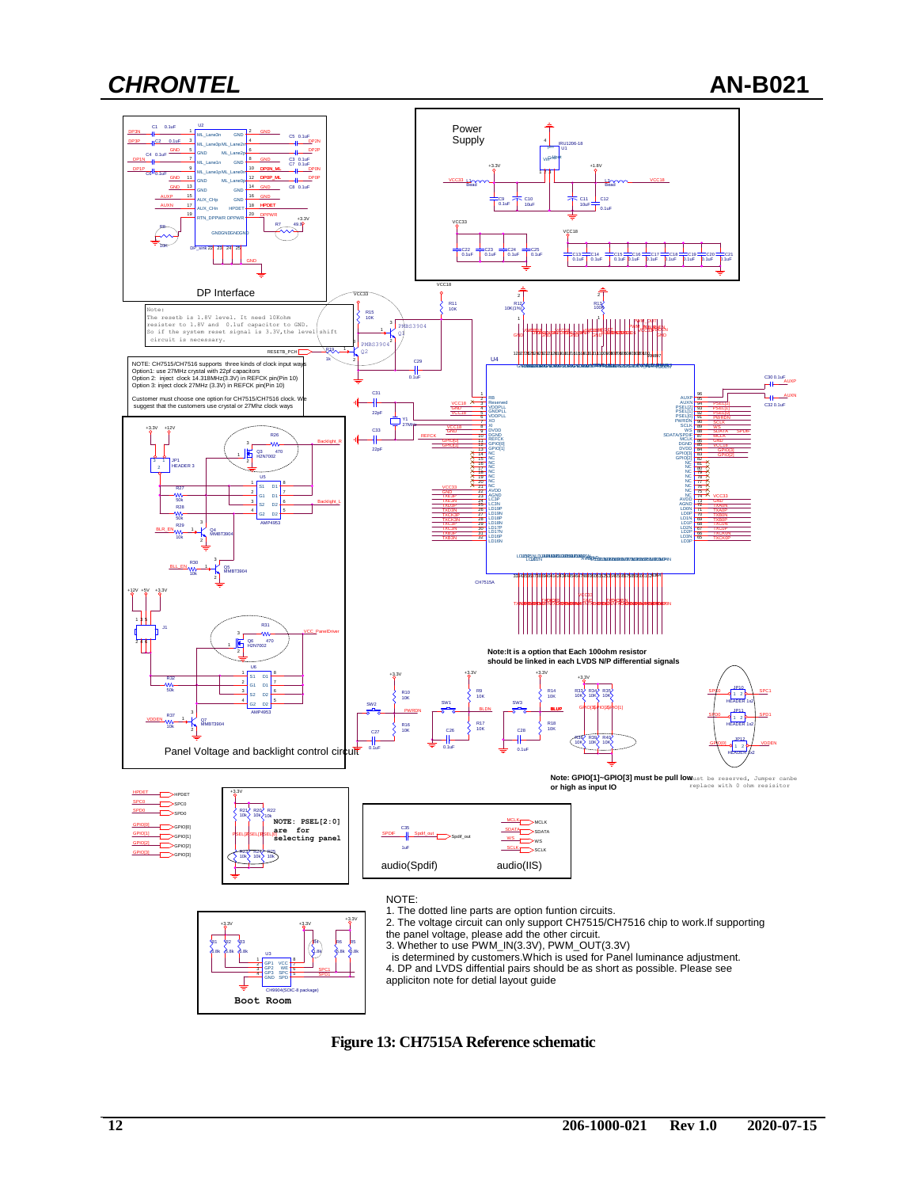NOTE:
1. The dotted line parts are option funtion circuits.
2. The voltage circuit can only support CH7515/CH7516 chip to work.If supporting the panel voltage, please add the other circuit.
3. Whether to use PWM_IN(3.3V), PWM_OUT(3.3V) is determined by customers.Which is used for Panel luminance adjustment.
4. DP and LVDS diffential pairs should be as short as possible. Please see appliciton note for detial layout guide

**Figure 13: CH7515A Reference schematic**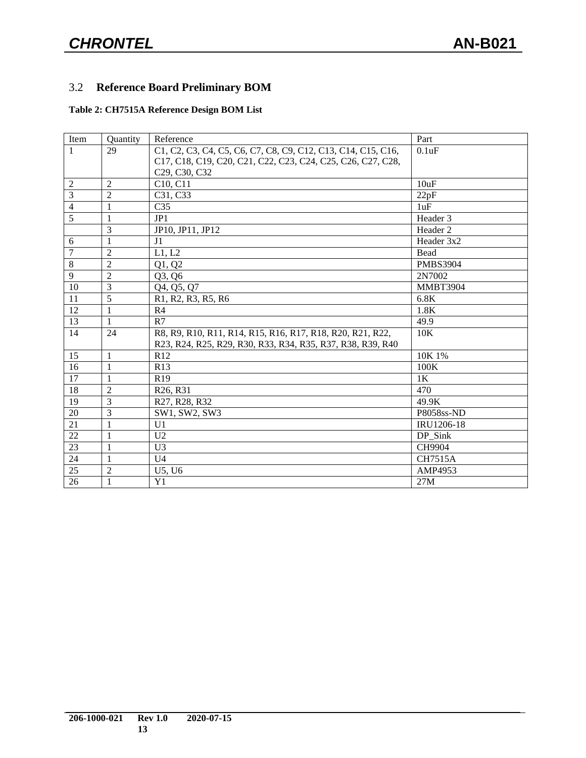## 3.2 Reference Board Preliminary BOM

**Table 2: CH7515A Reference Design BOM List**

| Item | Quantity | Reference | Part |
|---|---|---|---|
| 1 | 29 | C1, C2, C3, C4, C5, C6, C7, C8, C9, C12, C13, C14, C15, C16, C17, C18, C19, C20, C21, C22, C23, C24, C25, C26, C27, C28, C29, C30, C32 | 0.1uF |
| 2 | 2 | C10, C11 | 10uF |
| 3 | 2 | C31, C33 | 22pF |
| 4 | 1 | C35 | 1uF |
| 5 | 1 | JP1 | Header 3 |
| | 3 | JP10, JP11, JP12 | Header 2 |
| 6 | 1 | J1 | Header 3x2 |
| 7 | 2 | L1, L2 | Bead |
| 8 | 2 | Q1, Q2 | PMBS3904 |
| 9 | 2 | Q3, Q6 | 2N7002 |
| 10 | 3 | Q4, Q5, Q7 | MMBT3904 |
| 11 | 5 | R1, R2, R3, R5, R6 | 6.8K |
| 12 | 1 | R4 | 1.8K |
| 13 | 1 | R7 | 49.9 |
| 14 | 24 | R8, R9, R10, R11, R14, R15, R16, R17, R18, R20, R21, R22, R23, R24, R25, R29, R30, R33, R34, R35, R37, R38, R39, R40 | 10K |
| 15 | 1 | R12 | 10K 1% |
| 16 | 1 | R13 | 100K |
| 17 | 1 | R19 | 1K |
| 18 | 2 | R26, R31 | 470 |
| 19 | 3 | R27, R28, R32 | 49.9K |
| 20 | 3 | SW1, SW2, SW3 | P8058ss-ND |
| 21 | 1 | U1 | IRU1206-18 |
| 22 | 1 | U2 | DP_Sink |
| 23 | 1 | U3 | CH9904 |
| 24 | 1 | U4 | CH7515A |
| 25 | 2 | U5, U6 | AMP4953 |
| 26 | 1 | Y1 | 27M |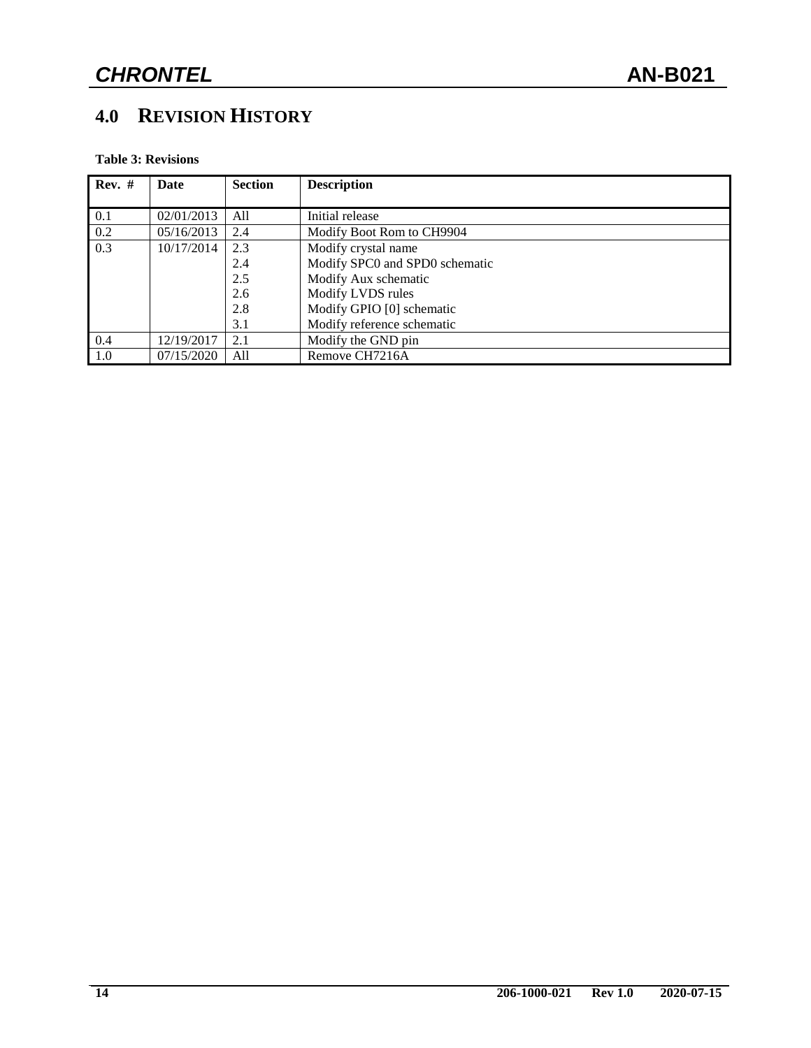## 4.0 REVISION HISTORY

**Table 3: Revisions**

| Rev. # | Date | Section | Description |
|---|---|---|---|
| 0.1 | 02/01/2013 | All | Initial release |
| 0.2 | 05/16/2013 | 2.4 | Modify Boot Rom to CH9904 |
| 0.3 | 10/17/2014 | 2.3<br>2.4<br>2.5<br>2.6<br>2.8<br>3.1 | Modify crystal name<br>Modify SPC0 and SPD0 schematic<br>Modify Aux schematic<br>Modify LVDS rules<br>Modify GPIO [0] schematic<br>Modify reference schematic |
| 0.4 | 12/19/2017 | 2.1 | Modify the GND pin |
| 1.0 | 07/15/2020 | All | Remove CH7216A |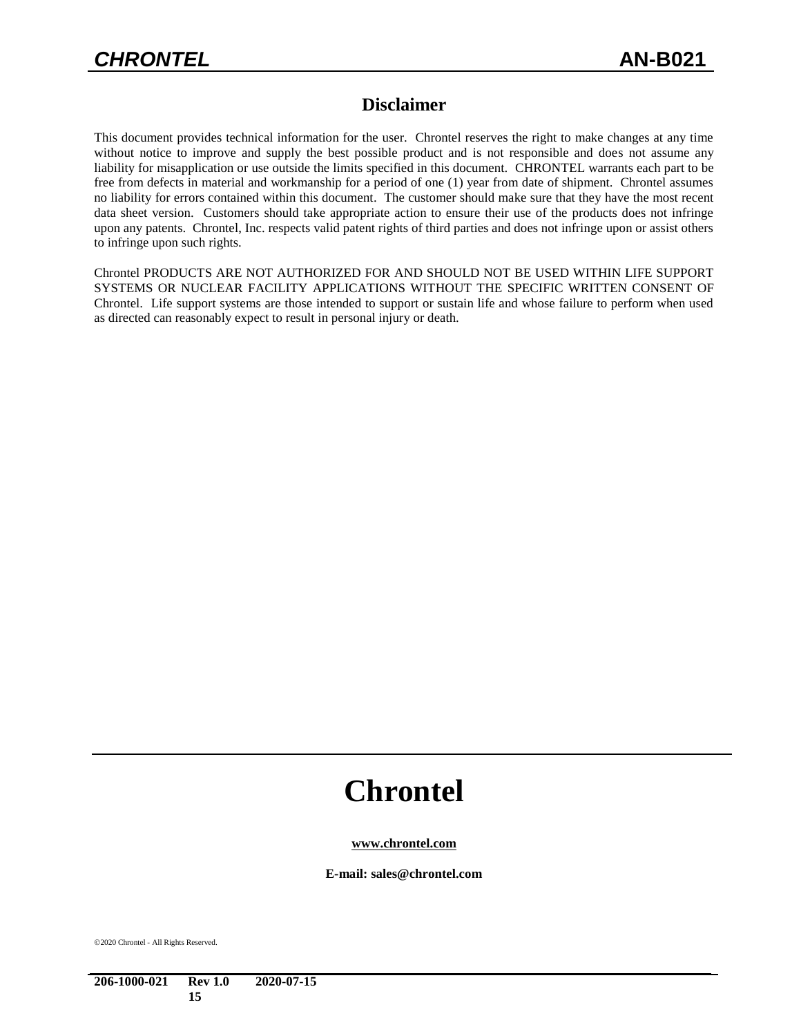## Disclaimer

This document provides technical information for the user. Chrontel reserves the right to make changes at any time without notice to improve and supply the best possible product and is not responsible and does not assume any liability for misapplication or use outside the limits specified in this document. CHRONTEL warrants each part to be free from defects in material and workmanship for a period of one (1) year from date of shipment. Chrontel assumes no liability for errors contained within this document. The customer should make sure that they have the most recent data sheet version. Customers should take appropriate action to ensure their use of the products does not infringe upon any patents. Chrontel, Inc. respects valid patent rights of third parties and does not infringe upon or assist others to infringe upon such rights.

Chrontel PRODUCTS ARE NOT AUTHORIZED FOR AND SHOULD NOT BE USED WITHIN LIFE SUPPORT SYSTEMS OR NUCLEAR FACILITY APPLICATIONS WITHOUT THE SPECIFIC WRITTEN CONSENT OF Chrontel. Life support systems are those intended to support or sustain life and whose failure to perform when used as directed can reasonably expect to result in personal injury or death.

# Chrontel

**www.chrontel.com**

**E-mail: sales@chrontel.com**

©2020 Chrontel - All Rights Reserved.